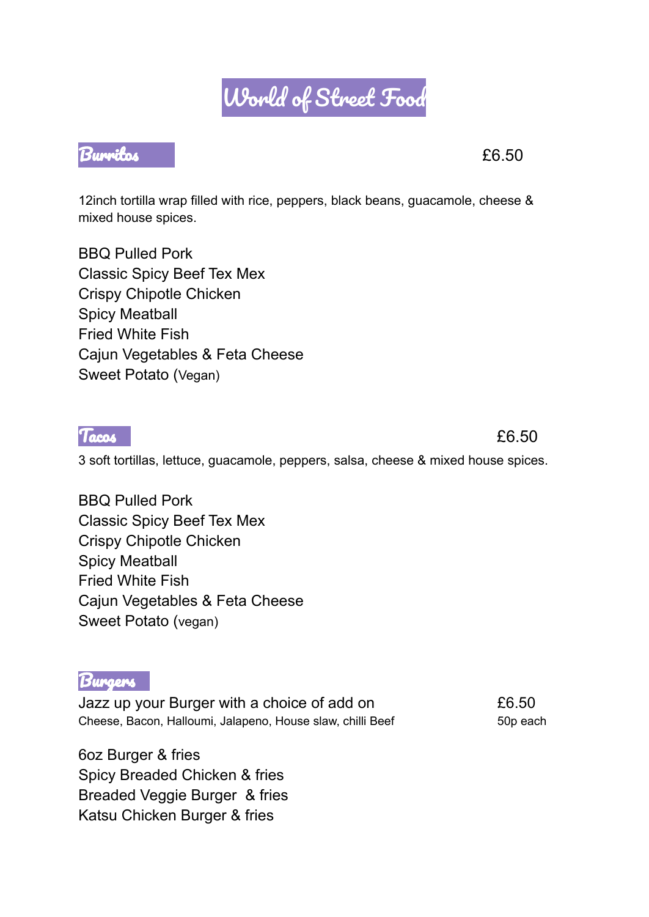# World of Street Food

## Burritos

£6.50

12inch tortilla wrap filled with rice, peppers, black beans, guacamole, cheese & mixed house spices.

BBQ Pulled Pork
Classic Spicy Beef Tex Mex
Crispy Chipotle Chicken
Spicy Meatball
Fried White Fish
Cajun Vegetables & Feta Cheese
Sweet Potato (Vegan)

## Tacos

£6.50

3 soft tortillas, lettuce, guacamole, peppers, salsa, cheese & mixed house spices.

BBQ Pulled Pork
Classic Spicy Beef Tex Mex
Crispy Chipotle Chicken
Spicy Meatball
Fried White Fish
Cajun Vegetables & Feta Cheese
Sweet Potato (vegan)

## Burgers

£6.50

Jazz up your Burger with a choice of add on
Cheese, Bacon, Halloumi, Jalapeno, House slaw, chilli Beef — 50p each

6oz Burger & fries
Spicy Breaded Chicken & fries
Breaded Veggie Burger & fries
Katsu Chicken Burger & fries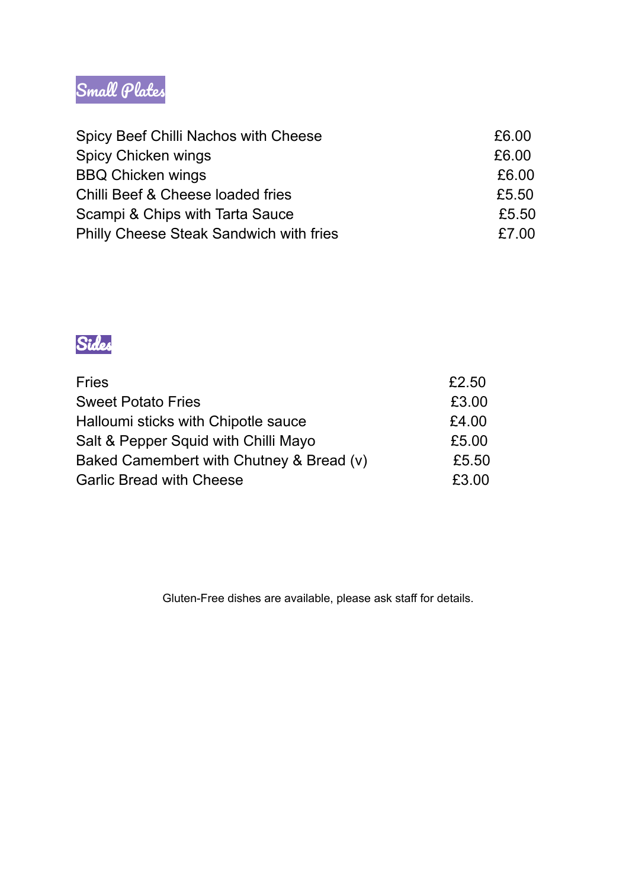## Small Plates

| | |
|---|---|
| Spicy Beef Chilli Nachos with Cheese | £6.00 |
| Spicy Chicken wings | £6.00 |
| BBQ Chicken wings | £6.00 |
| Chilli Beef & Cheese loaded fries | £5.50 |
| Scampi & Chips with Tarta Sauce | £5.50 |
| Philly Cheese Steak Sandwich with fries | £7.00 |

## Sides

| | |
|---|---|
| Fries | £2.50 |
| Sweet Potato Fries | £3.00 |
| Halloumi sticks with Chipotle sauce | £4.00 |
| Salt & Pepper Squid with Chilli Mayo | £5.00 |
| Baked Camembert with Chutney & Bread (v) | £5.50 |
| Garlic Bread with Cheese | £3.00 |

Gluten-Free dishes are available, please ask staff for details.